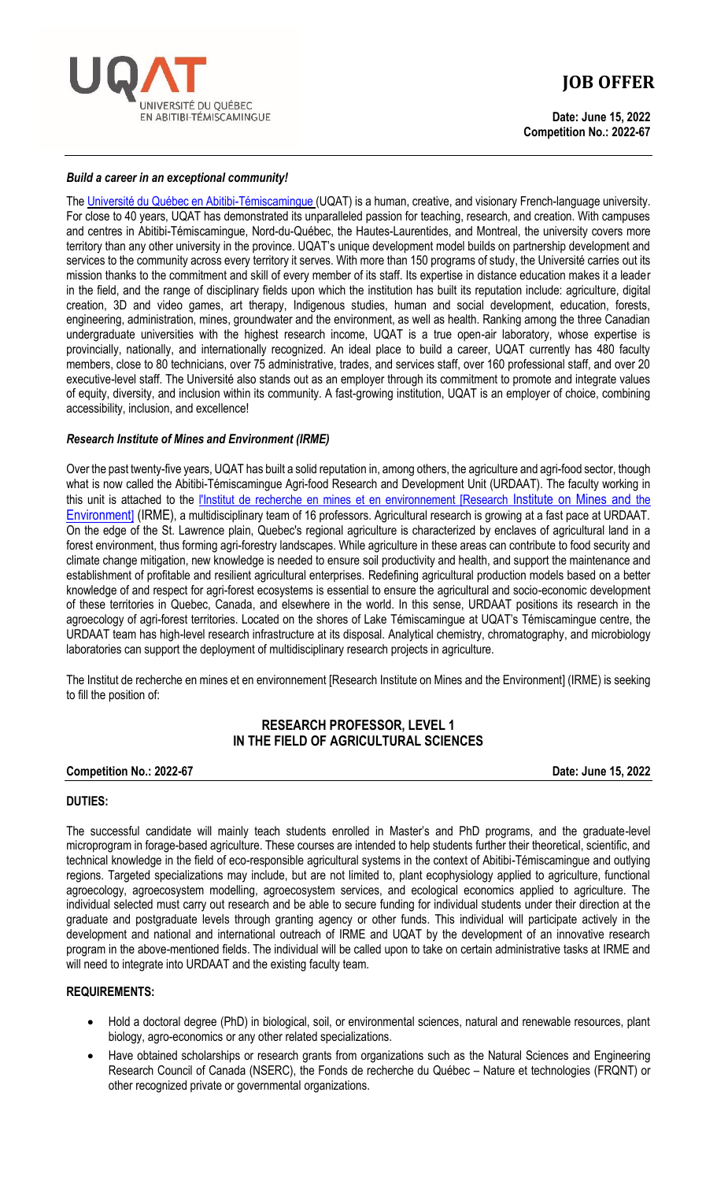# JOB OFFER

**Date: June 15, 2022**
**Competition No.: 2022-67**

***Build a career in an exceptional community!***

The Université du Québec en Abitibi-Témiscamingue (UQAT) is a human, creative, and visionary French-language university. For close to 40 years, UQAT has demonstrated its unparalleled passion for teaching, research, and creation. With campuses and centres in Abitibi-Témiscamingue, Nord-du-Québec, the Hautes-Laurentides, and Montreal, the university covers more territory than any other university in the province. UQAT's unique development model builds on partnership development and services to the community across every territory it serves. With more than 150 programs of study, the Université carries out its mission thanks to the commitment and skill of every member of its staff. Its expertise in distance education makes it a leader in the field, and the range of disciplinary fields upon which the institution has built its reputation include: agriculture, digital creation, 3D and video games, art therapy, Indigenous studies, human and social development, education, forests, engineering, administration, mines, groundwater and the environment, as well as health. Ranking among the three Canadian undergraduate universities with the highest research income, UQAT is a true open-air laboratory, whose expertise is provincially, nationally, and internationally recognized. An ideal place to build a career, UQAT currently has 480 faculty members, close to 80 technicians, over 75 administrative, trades, and services staff, over 160 professional staff, and over 20 executive-level staff. The Université also stands out as an employer through its commitment to promote and integrate values of equity, diversity, and inclusion within its community. A fast-growing institution, UQAT is an employer of choice, combining accessibility, inclusion, and excellence!

***Research Institute of Mines and Environment (IRME)***

Over the past twenty-five years, UQAT has built a solid reputation in, among others, the agriculture and agri-food sector, though what is now called the Abitibi-Témiscamingue Agri-food Research and Development Unit (URDAAT). The faculty working in this unit is attached to the l'Institut de recherche en mines et en environnement [Research Institute on Mines and the Environment] (IRME), a multidisciplinary team of 16 professors. Agricultural research is growing at a fast pace at URDAAT. On the edge of the St. Lawrence plain, Quebec's regional agriculture is characterized by enclaves of agricultural land in a forest environment, thus forming agri-forestry landscapes. While agriculture in these areas can contribute to food security and climate change mitigation, new knowledge is needed to ensure soil productivity and health, and support the maintenance and establishment of profitable and resilient agricultural enterprises. Redefining agricultural production models based on a better knowledge of and respect for agri-forest ecosystems is essential to ensure the agricultural and socio-economic development of these territories in Quebec, Canada, and elsewhere in the world. In this sense, URDAAT positions its research in the agroecology of agri-forest territories. Located on the shores of Lake Témiscamingue at UQAT's Témiscamingue centre, the URDAAT team has high-level research infrastructure at its disposal. Analytical chemistry, chromatography, and microbiology laboratories can support the deployment of multidisciplinary research projects in agriculture.

The Institut de recherche en mines et en environnement [Research Institute on Mines and the Environment] (IRME) is seeking to fill the position of:

## RESEARCH PROFESSOR, LEVEL 1
## IN THE FIELD OF AGRICULTURAL SCIENCES

**Competition No.: 2022-67** **Date: June 15, 2022**

### DUTIES:

The successful candidate will mainly teach students enrolled in Master's and PhD programs, and the graduate-level microprogram in forage-based agriculture. These courses are intended to help students further their theoretical, scientific, and technical knowledge in the field of eco-responsible agricultural systems in the context of Abitibi-Témiscamingue and outlying regions. Targeted specializations may include, but are not limited to, plant ecophysiology applied to agriculture, functional agroecology, agroecosystem modelling, agroecosystem services, and ecological economics applied to agriculture. The individual selected must carry out research and be able to secure funding for individual students under their direction at the graduate and postgraduate levels through granting agency or other funds. This individual will participate actively in the development and national and international outreach of IRME and UQAT by the development of an innovative research program in the above-mentioned fields. The individual will be called upon to take on certain administrative tasks at IRME and will need to integrate into URDAAT and the existing faculty team.

### REQUIREMENTS:

- Hold a doctoral degree (PhD) in biological, soil, or environmental sciences, natural and renewable resources, plant biology, agro-economics or any other related specializations.
- Have obtained scholarships or research grants from organizations such as the Natural Sciences and Engineering Research Council of Canada (NSERC), the Fonds de recherche du Québec – Nature et technologies (FRQNT) or other recognized private or governmental organizations.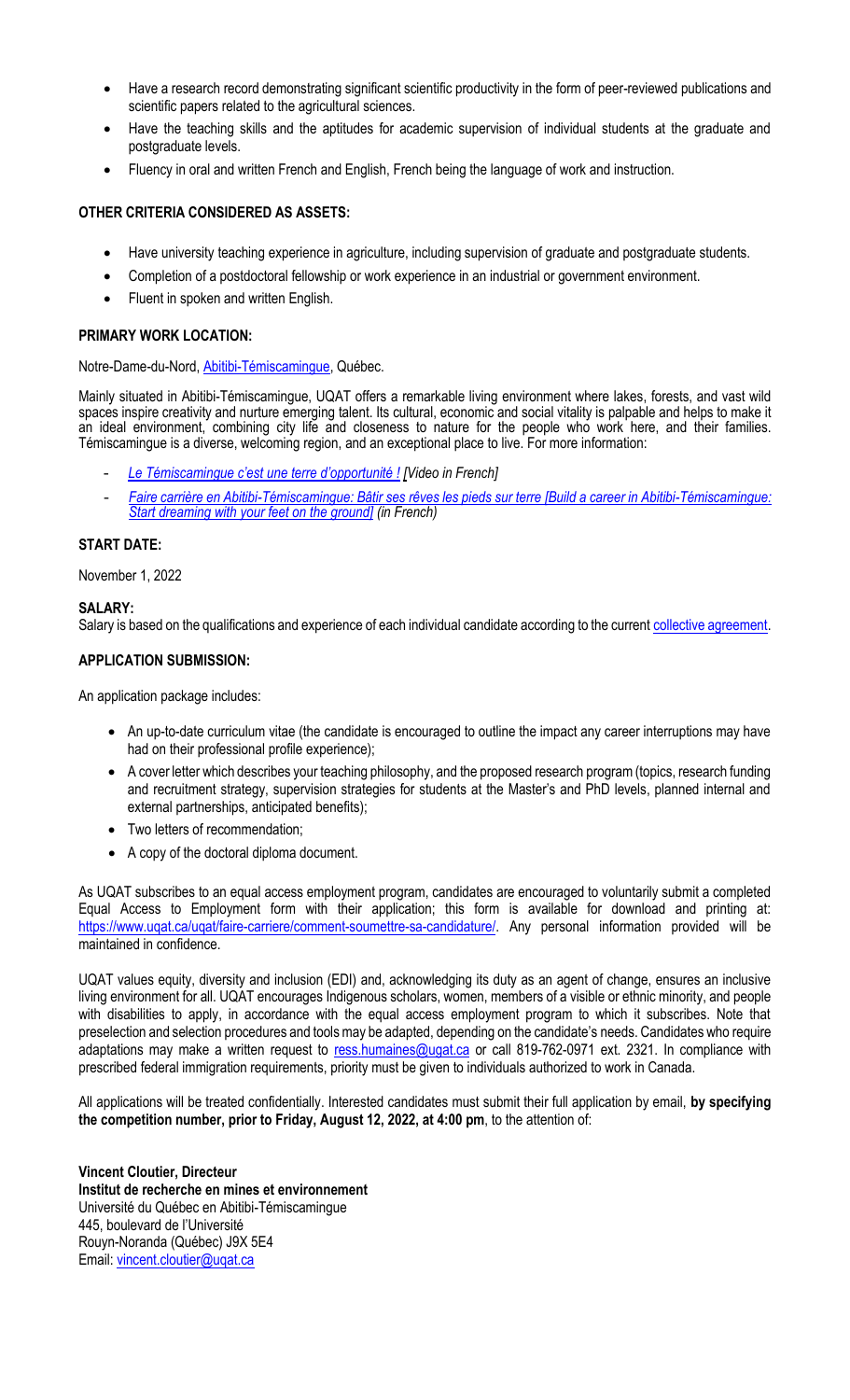- Have a research record demonstrating significant scientific productivity in the form of peer-reviewed publications and scientific papers related to the agricultural sciences.
- Have the teaching skills and the aptitudes for academic supervision of individual students at the graduate and postgraduate levels.
- Fluency in oral and written French and English, French being the language of work and instruction.

### OTHER CRITERIA CONSIDERED AS ASSETS:

- Have university teaching experience in agriculture, including supervision of graduate and postgraduate students.
- Completion of a postdoctoral fellowship or work experience in an industrial or government environment.
- Fluent in spoken and written English.

### PRIMARY WORK LOCATION:

Notre-Dame-du-Nord, Abitibi-Témiscamingue, Québec.

Mainly situated in Abitibi-Témiscamingue, UQAT offers a remarkable living environment where lakes, forests, and vast wild spaces inspire creativity and nurture emerging talent. Its cultural, economic and social vitality is palpable and helps to make it an ideal environment, combining city life and closeness to nature for the people who work here, and their families. Témiscamingue is a diverse, welcoming region, and an exceptional place to live. For more information:

- *Le Témiscamingue c'est une terre d'opportunité !* *[Video in French]*
- *Faire carrière en Abitibi-Témiscamingue: Bâtir ses rêves les pieds sur terre [Build a career in Abitibi-Témiscamingue: Start dreaming with your feet on the ground]* *(in French)*

### START DATE:

November 1, 2022

### SALARY:

Salary is based on the qualifications and experience of each individual candidate according to the current collective agreement.

### APPLICATION SUBMISSION:

An application package includes:

- An up-to-date curriculum vitae (the candidate is encouraged to outline the impact any career interruptions may have had on their professional profile experience);
- A cover letter which describes your teaching philosophy, and the proposed research program (topics, research funding and recruitment strategy, supervision strategies for students at the Master's and PhD levels, planned internal and external partnerships, anticipated benefits);
- Two letters of recommendation;
- A copy of the doctoral diploma document.

As UQAT subscribes to an equal access employment program, candidates are encouraged to voluntarily submit a completed Equal Access to Employment form with their application; this form is available for download and printing at: https://www.uqat.ca/uqat/faire-carriere/comment-soumettre-sa-candidature/. Any personal information provided will be maintained in confidence.

UQAT values equity, diversity and inclusion (EDI) and, acknowledging its duty as an agent of change, ensures an inclusive living environment for all. UQAT encourages Indigenous scholars, women, members of a visible or ethnic minority, and people with disabilities to apply, in accordance with the equal access employment program to which it subscribes. Note that preselection and selection procedures and tools may be adapted, depending on the candidate's needs. Candidates who require adaptations may make a written request to ress.humaines@uqat.ca or call 819-762-0971 ext. 2321. In compliance with prescribed federal immigration requirements, priority must be given to individuals authorized to work in Canada.

All applications will be treated confidentially. Interested candidates must submit their full application by email, **by specifying the competition number, prior to Friday, August 12, 2022, at 4:00 pm**, to the attention of:

**Vincent Cloutier, Directeur**
**Institut de recherche en mines et environnement**
Université du Québec en Abitibi-Témiscamingue
445, boulevard de l'Université
Rouyn-Noranda (Québec) J9X 5E4
Email: vincent.cloutier@uqat.ca